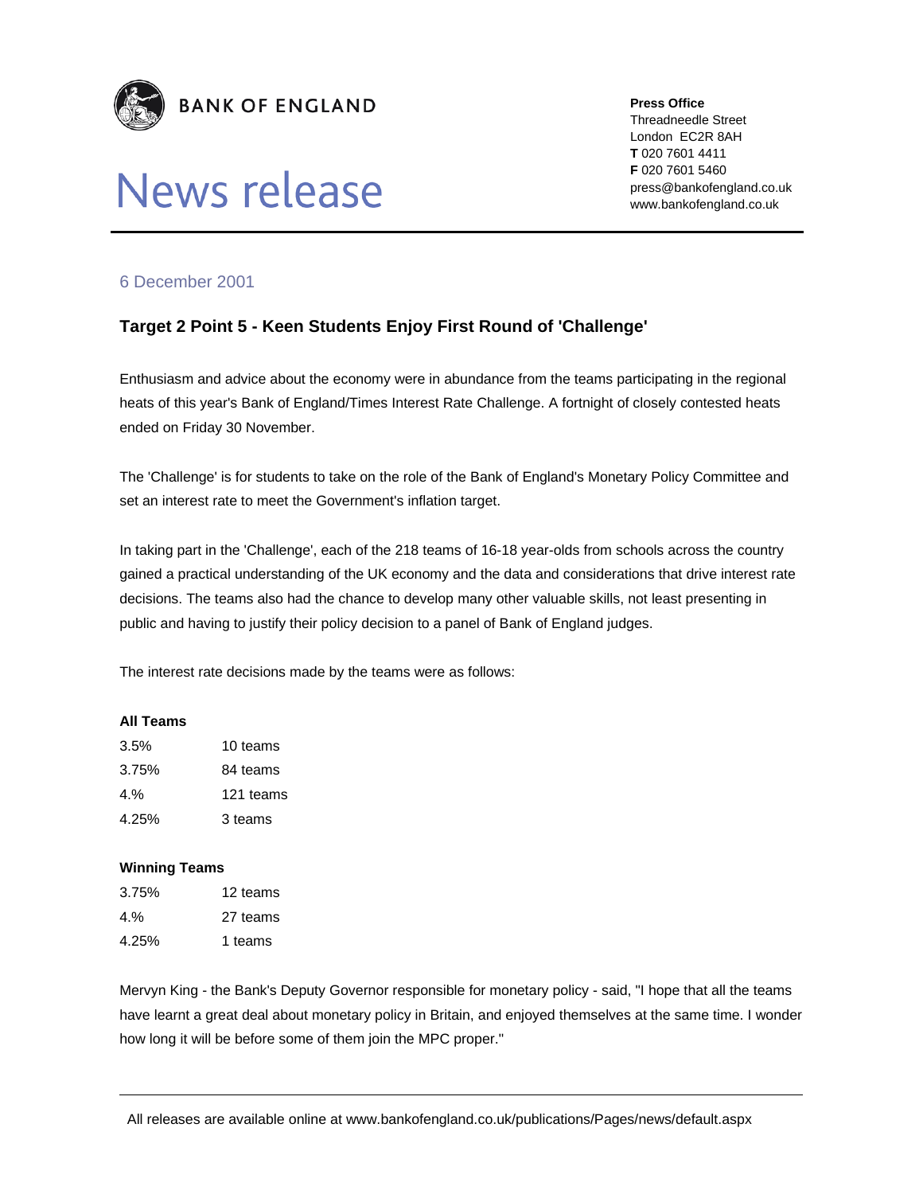**BANK OF ENGLAND**

# News release

**Press Office**
Threadneedle Street
London EC2R 8AH
**T** 020 7601 4411
**F** 020 7601 5460
press@bankofengland.co.uk
www.bankofengland.co.uk

6 December 2001

## Target 2 Point 5 - Keen Students Enjoy First Round of 'Challenge'

Enthusiasm and advice about the economy were in abundance from the teams participating in the regional heats of this year's Bank of England/Times Interest Rate Challenge. A fortnight of closely contested heats ended on Friday 30 November.

The 'Challenge' is for students to take on the role of the Bank of England's Monetary Policy Committee and set an interest rate to meet the Government's inflation target.

In taking part in the 'Challenge', each of the 218 teams of 16-18 year-olds from schools across the country gained a practical understanding of the UK economy and the data and considerations that drive interest rate decisions. The teams also had the chance to develop many other valuable skills, not least presenting in public and having to justify their policy decision to a panel of Bank of England judges.

The interest rate decisions made by the teams were as follows:

**All Teams**

| | |
|---|---|
| 3.5% | 10 teams |
| 3.75% | 84 teams |
| 4.% | 121 teams |
| 4.25% | 3 teams |

**Winning Teams**

| | |
|---|---|
| 3.75% | 12 teams |
| 4.% | 27 teams |
| 4.25% | 1 teams |

Mervyn King - the Bank's Deputy Governor responsible for monetary policy - said, "I hope that all the teams have learnt a great deal about monetary policy in Britain, and enjoyed themselves at the same time. I wonder how long it will be before some of them join the MPC proper."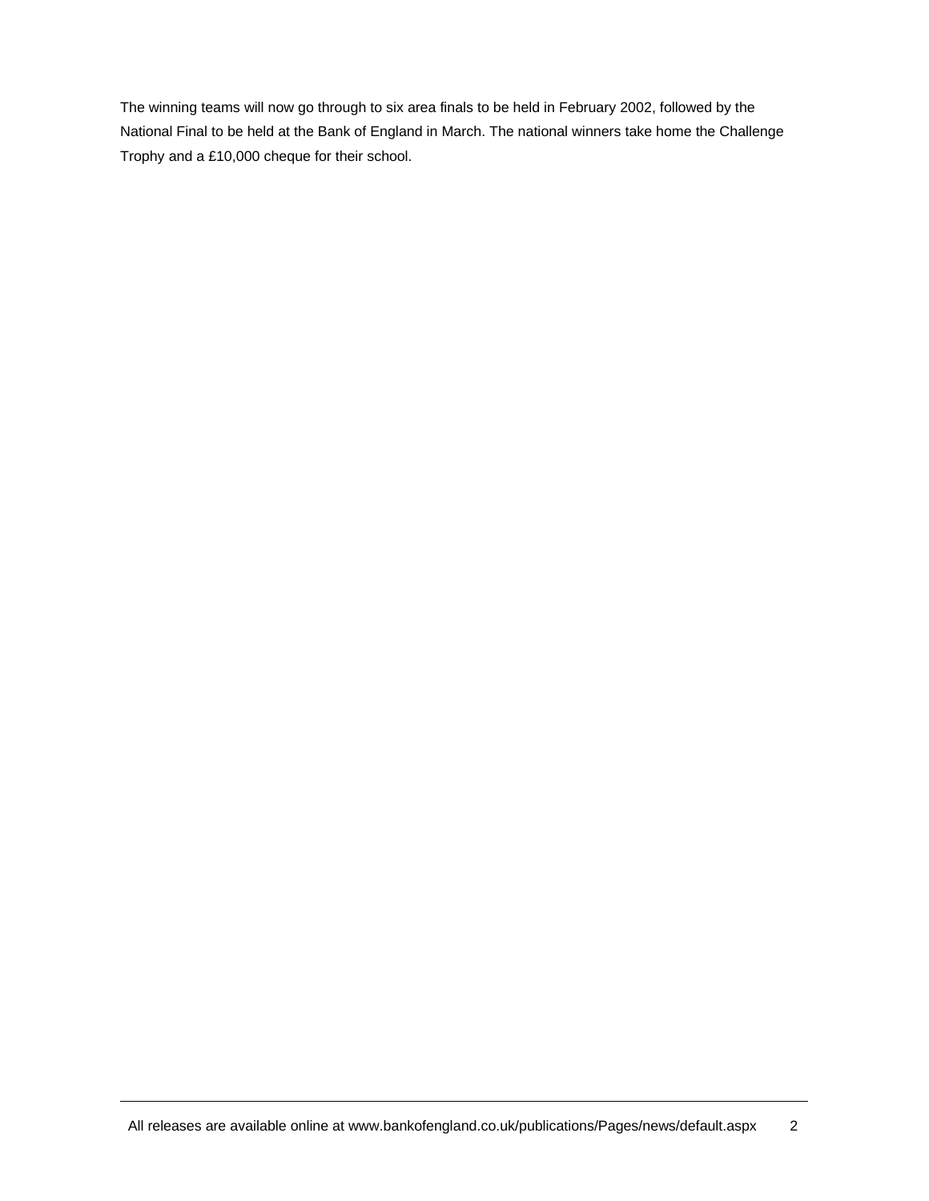The winning teams will now go through to six area finals to be held in February 2002, followed by the National Final to be held at the Bank of England in March. The national winners take home the Challenge Trophy and a £10,000 cheque for their school.